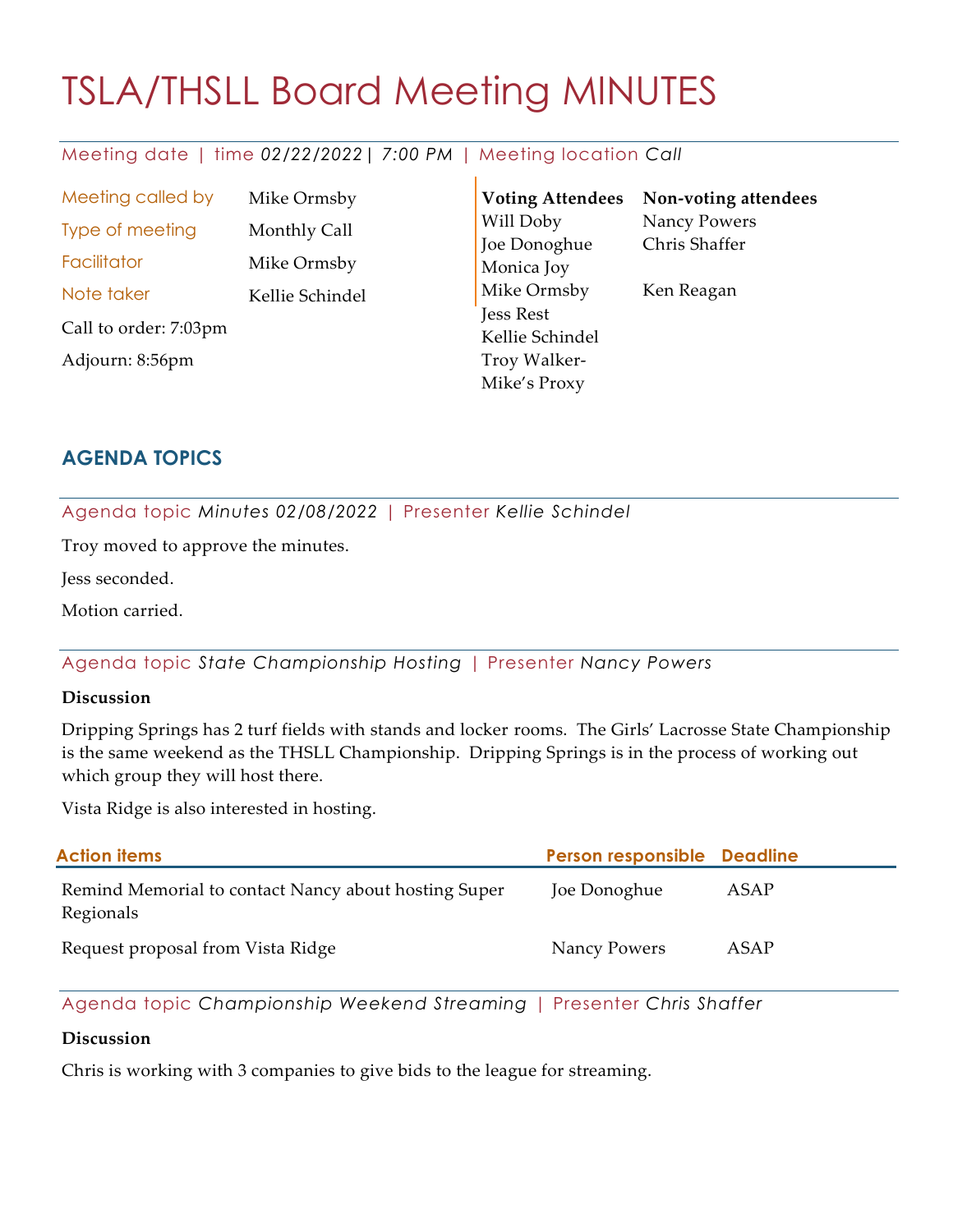# TSLA/THSLL Board Meeting MINUTES

Meeting date | time *02/22/2022 | 7:00 PM* | Meeting location *Call*

| | |
|---|---|
| Meeting called by | Mike Ormsby |
| Type of meeting | Monthly Call |
| Facilitator | Mike Ormsby |
| Note taker | Kellie Schindel |

Call to order: 7:03pm

Adjourn: 8:56pm

| Voting Attendees | Non-voting attendees |
|---|---|
| Will Doby | Nancy Powers |
| Joe Donoghue | Chris Shaffer |
| Monica Joy | |
| Mike Ormsby | Ken Reagan |
| Jess Rest | |
| Kellie Schindel | |
| Troy Walker- Mike's Proxy | |

## AGENDA TOPICS

Agenda topic *Minutes 02/08/2022* | Presenter *Kellie Schindel*

Troy moved to approve the minutes.

Jess seconded.

Motion carried.

Agenda topic *State Championship Hosting* | Presenter *Nancy Powers*

**Discussion**

Dripping Springs has 2 turf fields with stands and locker rooms. The Girls' Lacrosse State Championship is the same weekend as the THSLL Championship. Dripping Springs is in the process of working out which group they will host there.

Vista Ridge is also interested in hosting.

| Action items | Person responsible | Deadline |
|---|---|---|
| Remind Memorial to contact Nancy about hosting Super Regionals | Joe Donoghue | ASAP |
| Request proposal from Vista Ridge | Nancy Powers | ASAP |

Agenda topic *Championship Weekend Streaming* | Presenter *Chris Shaffer*

**Discussion**

Chris is working with 3 companies to give bids to the league for streaming.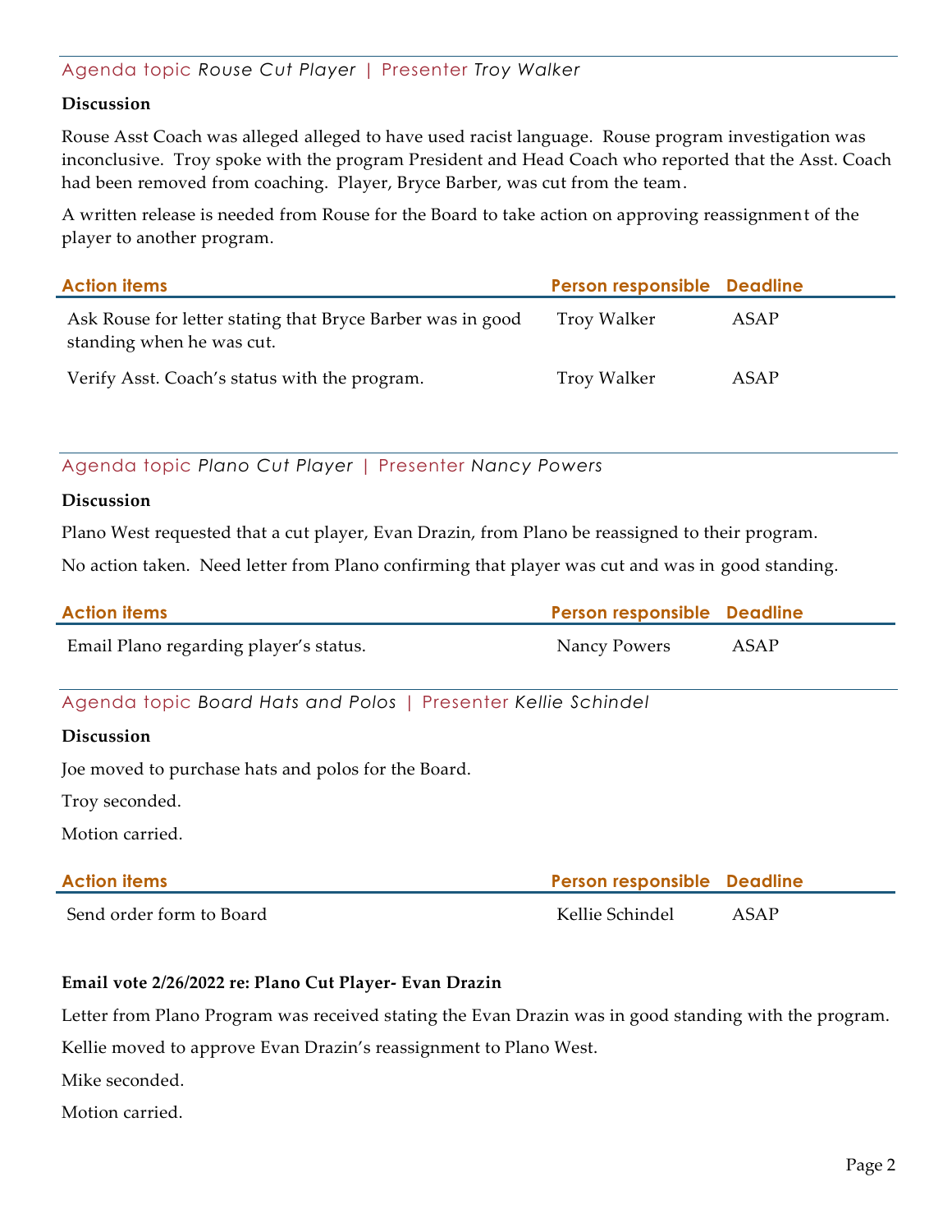Agenda topic *Rouse Cut Player* | Presenter *Troy Walker*

**Discussion**

Rouse Asst Coach was alleged alleged to have used racist language. Rouse program investigation was inconclusive. Troy spoke with the program President and Head Coach who reported that the Asst. Coach had been removed from coaching. Player, Bryce Barber, was cut from the team.

A written release is needed from Rouse for the Board to take action on approving reassignment of the player to another program.

| Action items | Person responsible | Deadline |
| --- | --- | --- |
| Ask Rouse for letter stating that Bryce Barber was in good standing when he was cut. | Troy Walker | ASAP |
| Verify Asst. Coach's status with the program. | Troy Walker | ASAP |

Agenda topic *Plano Cut Player* | Presenter *Nancy Powers*

**Discussion**

Plano West requested that a cut player, Evan Drazin, from Plano be reassigned to their program.

No action taken. Need letter from Plano confirming that player was cut and was in good standing.

| Action items | Person responsible | Deadline |
| --- | --- | --- |
| Email Plano regarding player's status. | Nancy Powers | ASAP |

Agenda topic *Board Hats and Polos* | Presenter *Kellie Schindel*

**Discussion**

Joe moved to purchase hats and polos for the Board.

Troy seconded.

Motion carried.

| Action items | Person responsible | Deadline |
| --- | --- | --- |
| Send order form to Board | Kellie Schindel | ASAP |

**Email vote 2/26/2022 re: Plano Cut Player- Evan Drazin**

Letter from Plano Program was received stating the Evan Drazin was in good standing with the program.

Kellie moved to approve Evan Drazin's reassignment to Plano West.

Mike seconded.

Motion carried.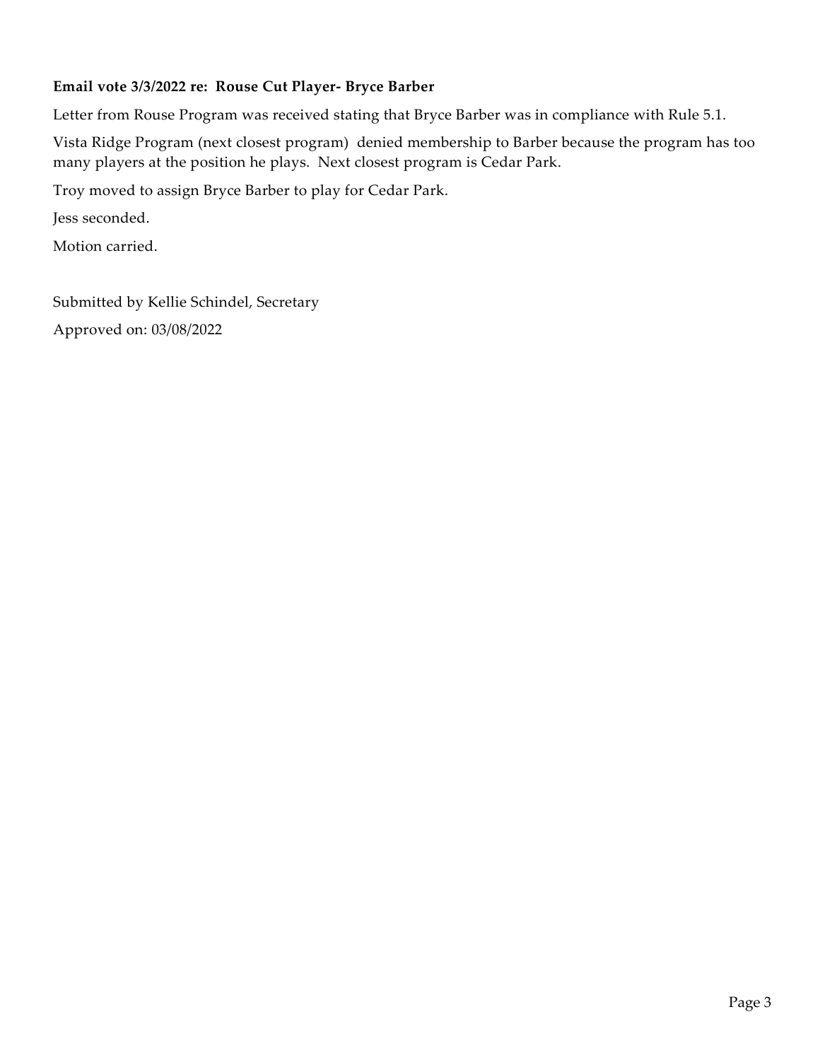**Email vote 3/3/2022 re: Rouse Cut Player- Bryce Barber**

Letter from Rouse Program was received stating that Bryce Barber was in compliance with Rule 5.1.

Vista Ridge Program (next closest program) denied membership to Barber because the program has too many players at the position he plays. Next closest program is Cedar Park.

Troy moved to assign Bryce Barber to play for Cedar Park.

Jess seconded.

Motion carried.

Submitted by Kellie Schindel, Secretary

Approved on: 03/08/2022